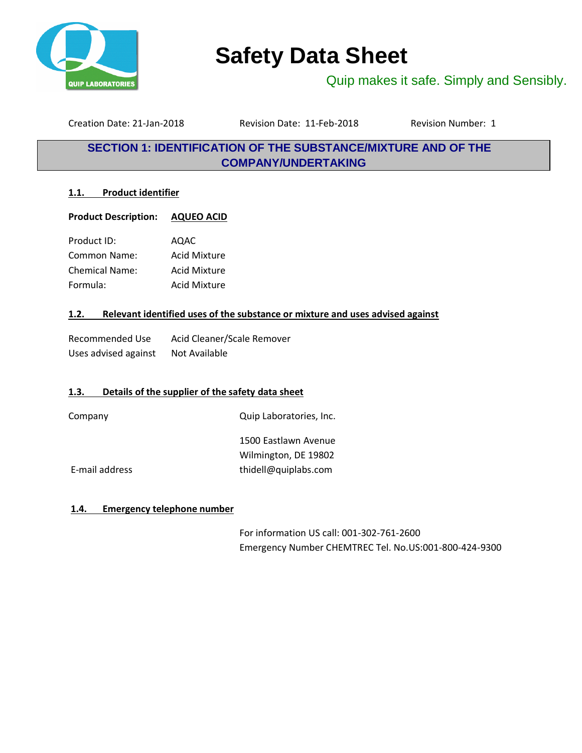# Safety Data Sheet

Quip makes it safe. Simply and Sensibly.

Creation Date: 21-Jan-2018 Revision Date: 11-Feb-2018 Revision Number: 1

## SECTION 1: IDENTIFICATION OF THE SUBSTANCE/MIXTURE AND OF THE COMPANY/UNDERTAKING

### 1.1. Product identifier

**Product Description:** **AQUEO ACID**

Product ID: AQAC
Common Name: Acid Mixture
Chemical Name: Acid Mixture
Formula: Acid Mixture

### 1.2. Relevant identified uses of the substance or mixture and uses advised against

Recommended Use: Acid Cleaner/Scale Remover
Uses advised against: Not Available

### 1.3. Details of the supplier of the safety data sheet

Company: Quip Laboratories, Inc.

1500 Eastlawn Avenue
Wilmington, DE 19802

E-mail address: thidell@quiplabs.com

### 1.4. Emergency telephone number

For information US call: 001-302-761-2600
Emergency Number CHEMTREC Tel. No.US:001-800-424-9300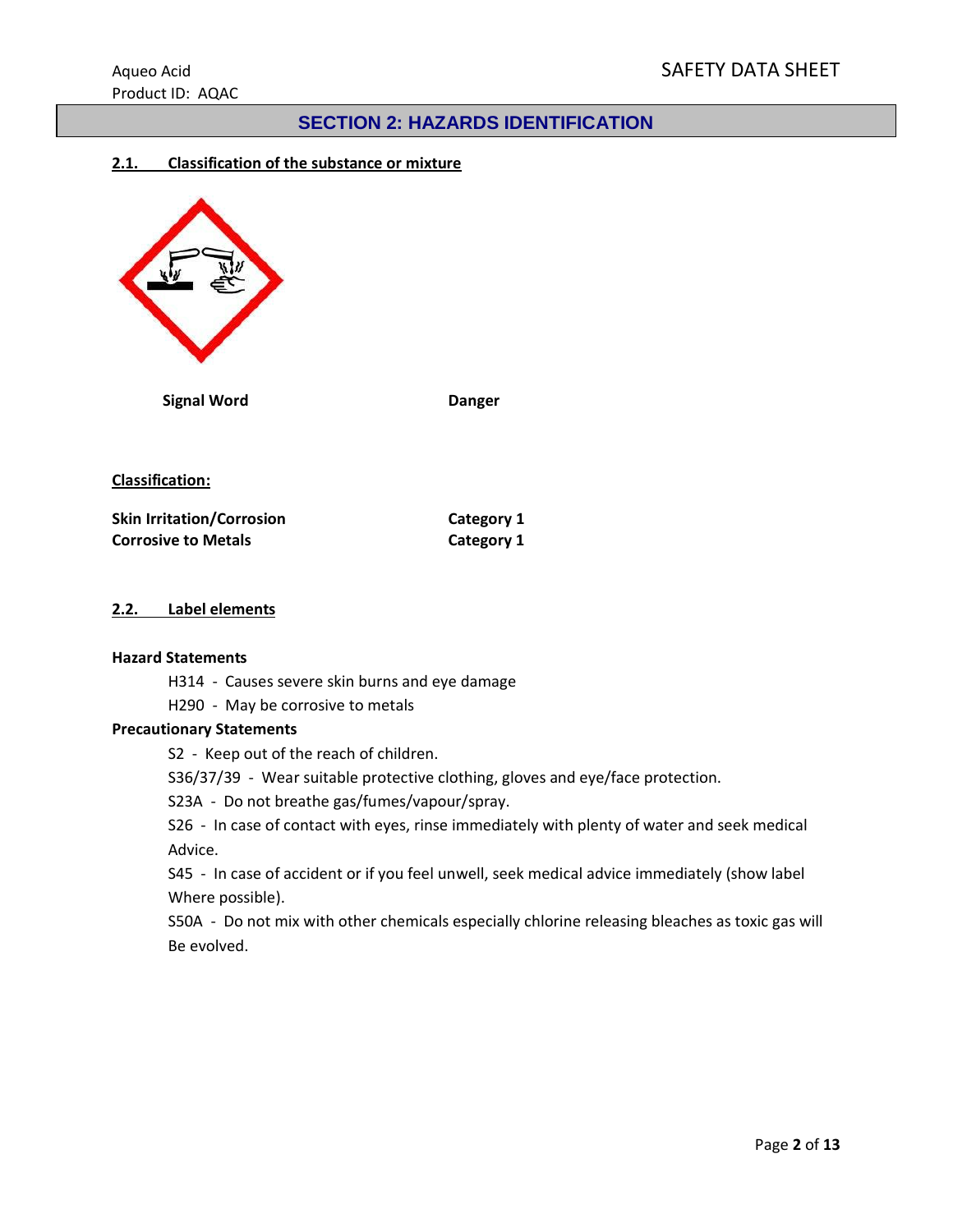## SECTION 2: HAZARDS IDENTIFICATION

### 2.1. Classification of the substance or mixture

| **Signal Word** | **Danger** |
|---|---|

**Classification:**

| **Skin Irritation/Corrosion** | **Category 1** |
|---|---|
| **Corrosive to Metals** | **Category 1** |

### 2.2. Label elements

**Hazard Statements**

H314 - Causes severe skin burns and eye damage

H290 - May be corrosive to metals

**Precautionary Statements**

S2 - Keep out of the reach of children.

S36/37/39 - Wear suitable protective clothing, gloves and eye/face protection.

S23A - Do not breathe gas/fumes/vapour/spray.

S26 - In case of contact with eyes, rinse immediately with plenty of water and seek medical Advice.

S45 - In case of accident or if you feel unwell, seek medical advice immediately (show label Where possible).

S50A - Do not mix with other chemicals especially chlorine releasing bleaches as toxic gas will Be evolved.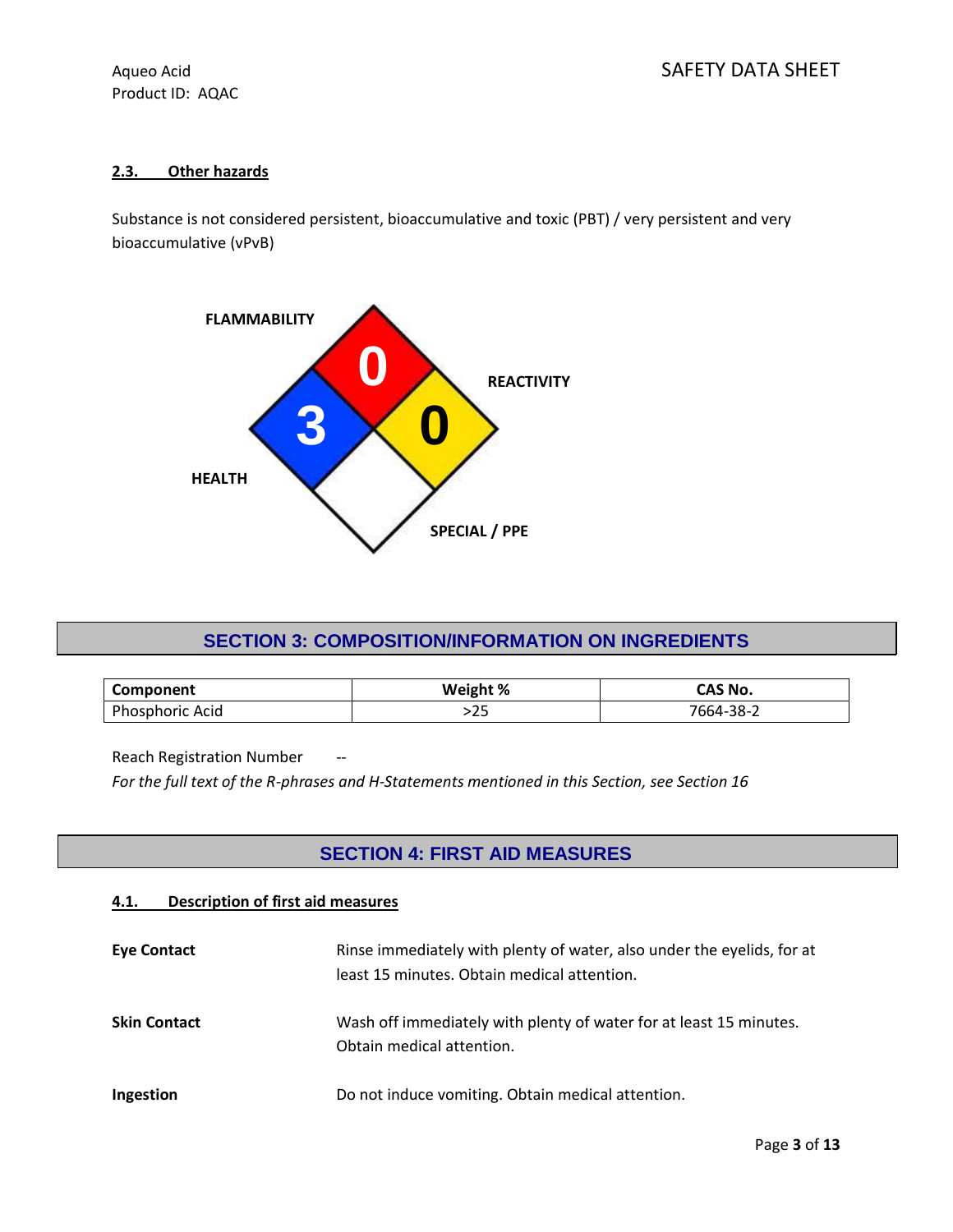### 2.3. Other hazards

Substance is not considered persistent, bioaccumulative and toxic (PBT) / very persistent and very bioaccumulative (vPvB)

FLAMMABILITY 0

HEALTH 3

REACTIVITY 0

SPECIAL / PPE

## SECTION 3: COMPOSITION/INFORMATION ON INGREDIENTS

| Component | Weight % | CAS No. |
|---|---|---|
| Phosphoric Acid | >25 | 7664-38-2 |

Reach Registration Number --

*For the full text of the R-phrases and H-Statements mentioned in this Section, see Section 16*

## SECTION 4: FIRST AID MEASURES

### 4.1. Description of first aid measures

**Eye Contact** Rinse immediately with plenty of water, also under the eyelids, for at least 15 minutes. Obtain medical attention.

**Skin Contact** Wash off immediately with plenty of water for at least 15 minutes. Obtain medical attention.

**Ingestion** Do not induce vomiting. Obtain medical attention.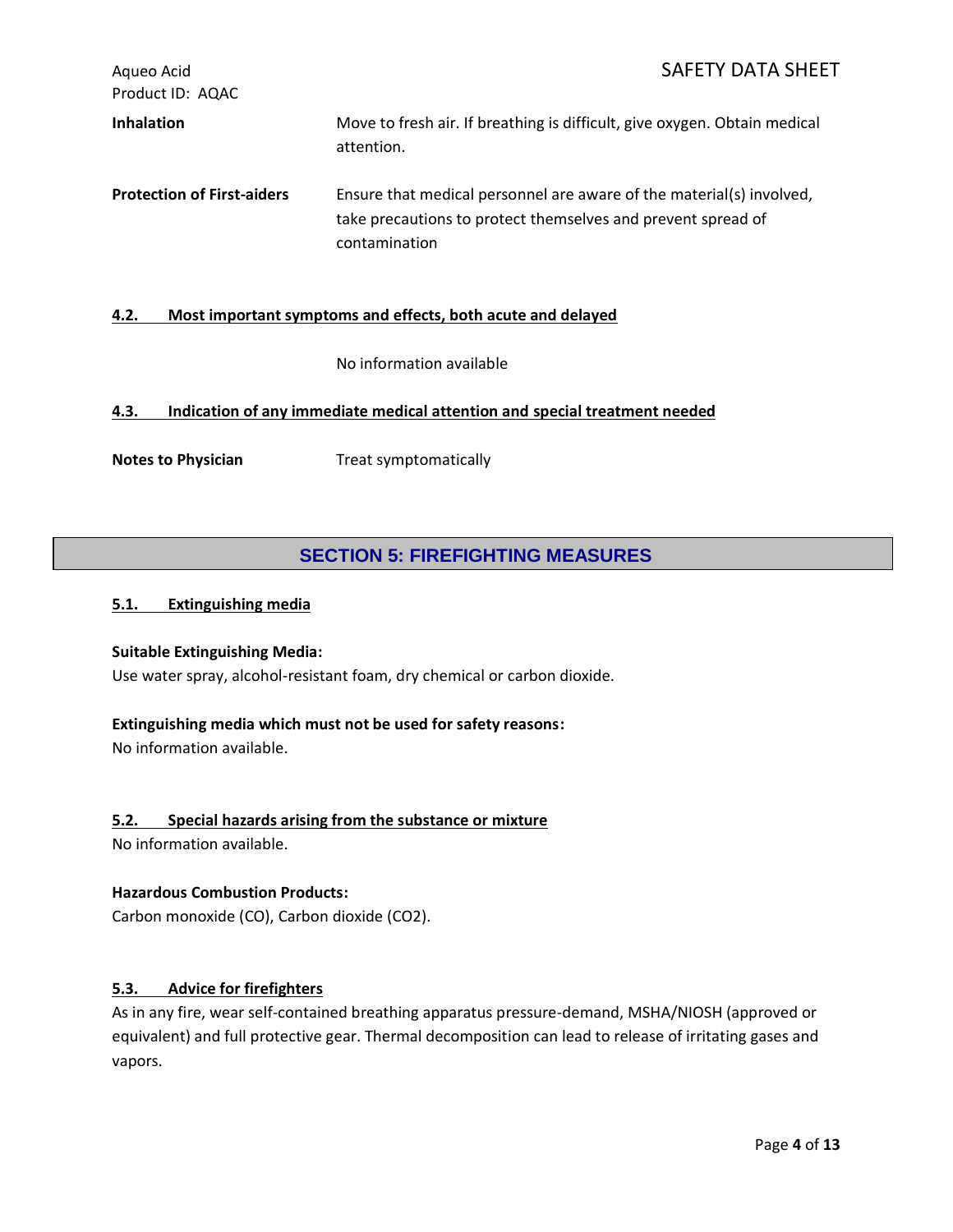**Inhalation**

Move to fresh air. If breathing is difficult, give oxygen. Obtain medical attention.

**Protection of First-aiders**

Ensure that medical personnel are aware of the material(s) involved, take precautions to protect themselves and prevent spread of contamination

### 4.2. Most important symptoms and effects, both acute and delayed

No information available

### 4.3. Indication of any immediate medical attention and special treatment needed

**Notes to Physician**

Treat symptomatically

## SECTION 5: FIREFIGHTING MEASURES

### 5.1. Extinguishing media

**Suitable Extinguishing Media:**

Use water spray, alcohol-resistant foam, dry chemical or carbon dioxide.

**Extinguishing media which must not be used for safety reasons:**

No information available.

### 5.2. Special hazards arising from the substance or mixture

No information available.

**Hazardous Combustion Products:**

Carbon monoxide (CO), Carbon dioxide ($CO_2$).

### 5.3. Advice for firefighters

As in any fire, wear self-contained breathing apparatus pressure-demand, MSHA/NIOSH (approved or equivalent) and full protective gear. Thermal decomposition can lead to release of irritating gases and vapors.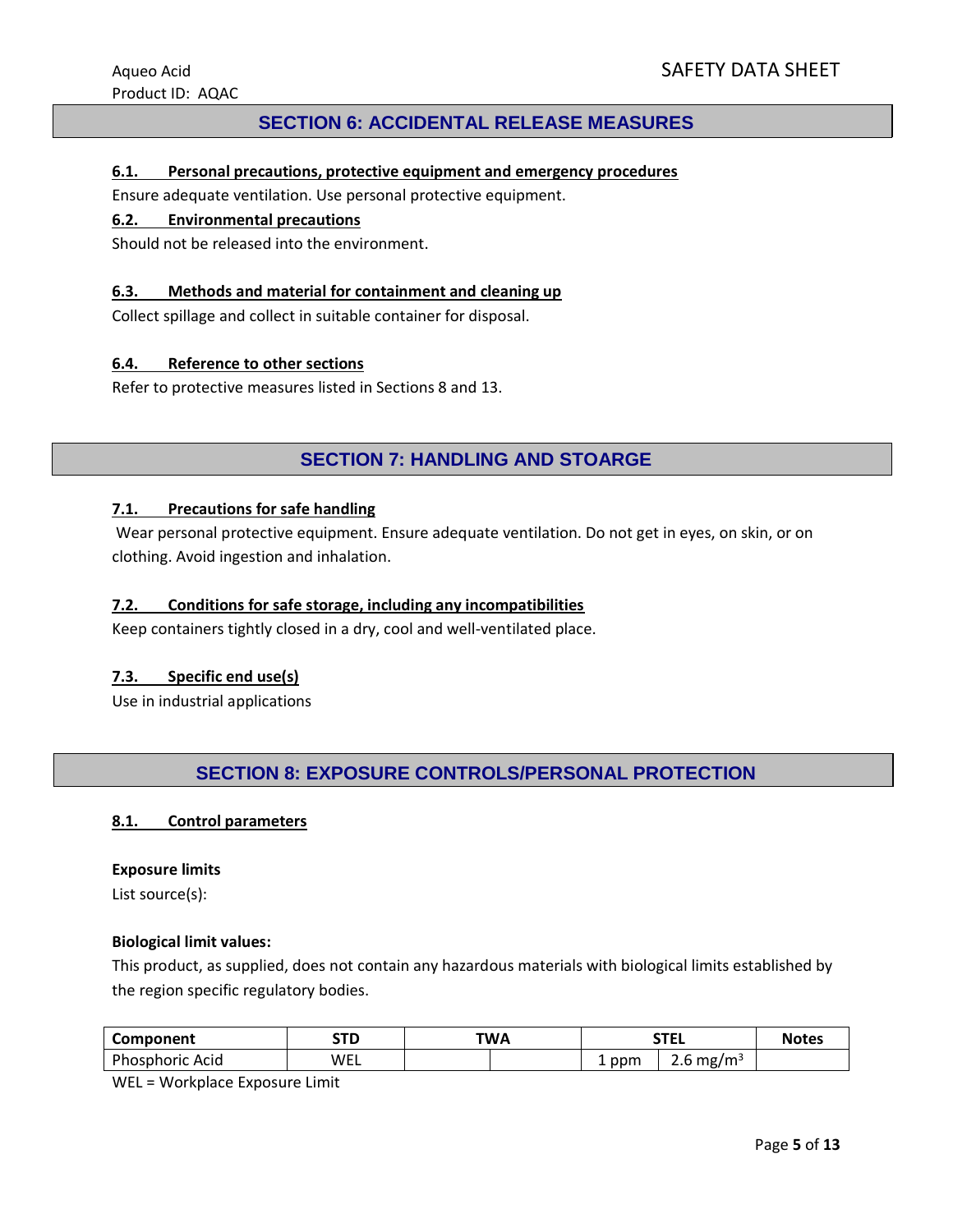## SECTION 6: ACCIDENTAL RELEASE MEASURES

### 6.1. Personal precautions, protective equipment and emergency procedures

Ensure adequate ventilation. Use personal protective equipment.

### 6.2. Environmental precautions

Should not be released into the environment.

### 6.3. Methods and material for containment and cleaning up

Collect spillage and collect in suitable container for disposal.

### 6.4. Reference to other sections

Refer to protective measures listed in Sections 8 and 13.

## SECTION 7: HANDLING AND STOARGE

### 7.1. Precautions for safe handling

Wear personal protective equipment. Ensure adequate ventilation. Do not get in eyes, on skin, or on clothing. Avoid ingestion and inhalation.

### 7.2. Conditions for safe storage, including any incompatibilities

Keep containers tightly closed in a dry, cool and well-ventilated place.

### 7.3. Specific end use(s)

Use in industrial applications

## SECTION 8: EXPOSURE CONTROLS/PERSONAL PROTECTION

### 8.1. Control parameters

**Exposure limits**

List source(s):

**Biological limit values:**

This product, as supplied, does not contain any hazardous materials with biological limits established by the region specific regulatory bodies.

| Component | STD | TWA | | STEL | | Notes |
|---|---|---|---|---|---|---|
| Phosphoric Acid | WEL | | | 1 ppm | 2.6 $mg/m^3$ | |

WEL = Workplace Exposure Limit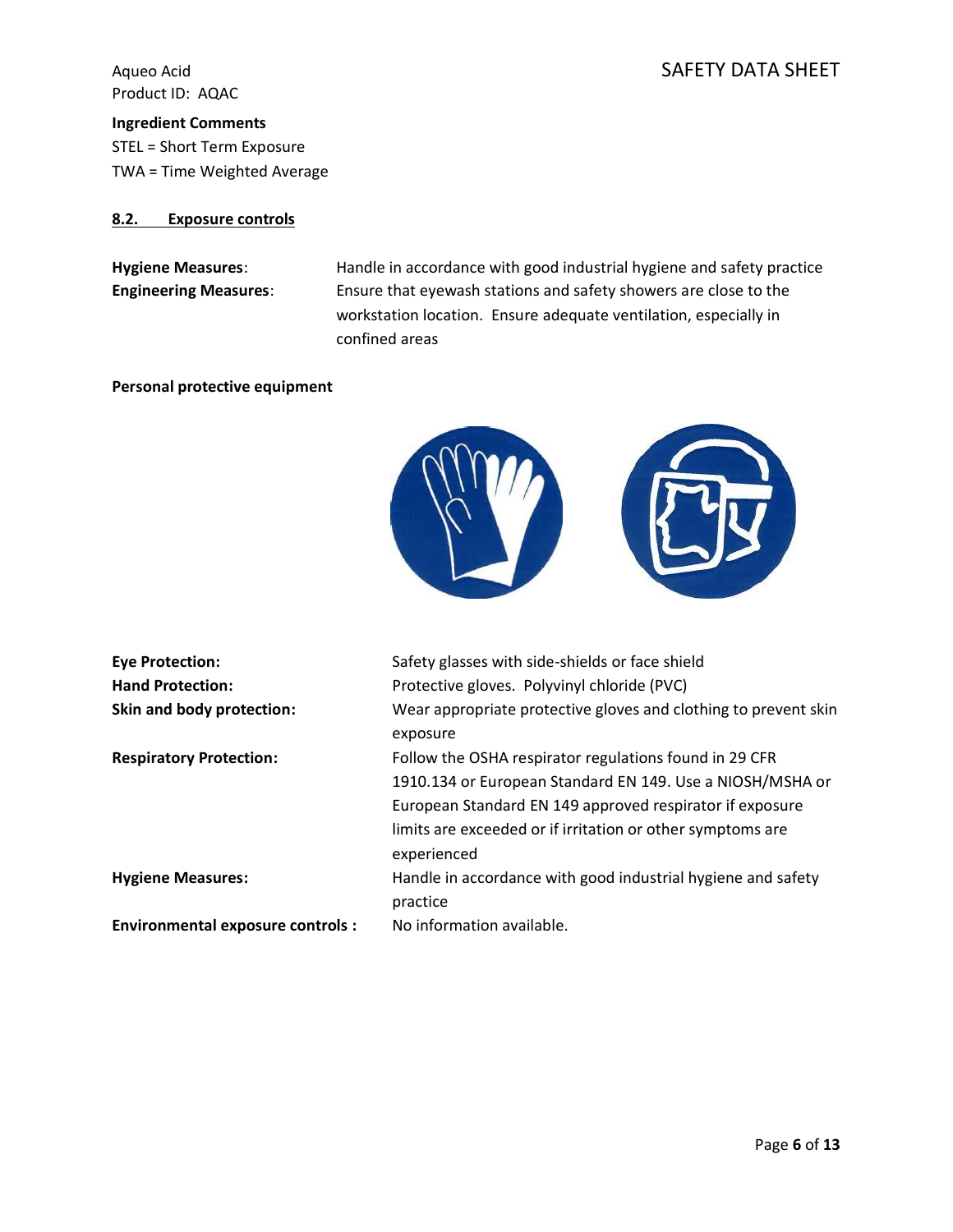**Ingredient Comments**

STEL = Short Term Exposure
TWA = Time Weighted Average

### 8.2. Exposure controls

**Hygiene Measures**: Handle in accordance with good industrial hygiene and safety practice

**Engineering Measures**: Ensure that eyewash stations and safety showers are close to the workstation location. Ensure adequate ventilation, especially in confined areas

**Personal protective equipment**

**Eye Protection:** Safety glasses with side-shields or face shield

**Hand Protection:** Protective gloves. Polyvinyl chloride (PVC)

**Skin and body protection:** Wear appropriate protective gloves and clothing to prevent skin exposure

**Respiratory Protection:** Follow the OSHA respirator regulations found in 29 CFR 1910.134 or European Standard EN 149. Use a NIOSH/MSHA or European Standard EN 149 approved respirator if exposure limits are exceeded or if irritation or other symptoms are experienced

**Hygiene Measures:** Handle in accordance with good industrial hygiene and safety practice

**Environmental exposure controls :** No information available.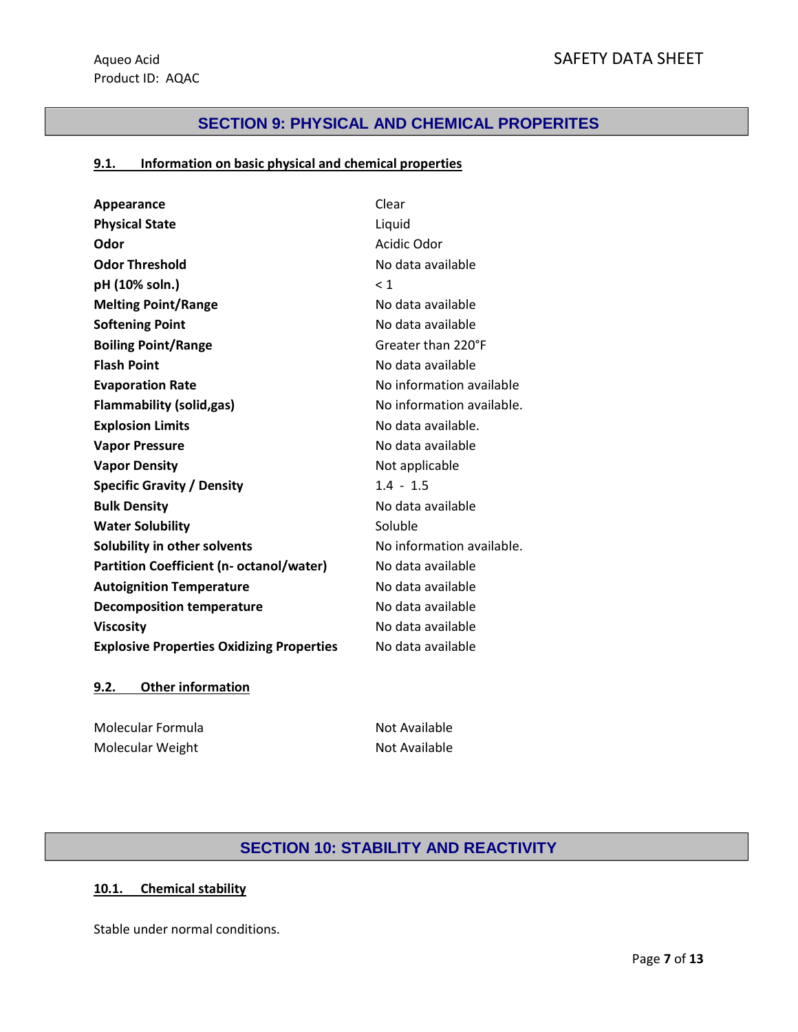## SECTION 9: PHYSICAL AND CHEMICAL PROPERITES

### 9.1. Information on basic physical and chemical properties

| | |
|---|---|
| **Appearance** | Clear |
| **Physical State** | Liquid |
| **Odor** | Acidic Odor |
| **Odor Threshold** | No data available |
| **pH (10% soln.)** | < 1 |
| **Melting Point/Range** | No data available |
| **Softening Point** | No data available |
| **Boiling Point/Range** | Greater than 220°F |
| **Flash Point** | No data available |
| **Evaporation Rate** | No information available |
| **Flammability (solid,gas)** | No information available. |
| **Explosion Limits** | No data available. |
| **Vapor Pressure** | No data available |
| **Vapor Density** | Not applicable |
| **Specific Gravity / Density** | 1.4 - 1.5 |
| **Bulk Density** | No data available |
| **Water Solubility** | Soluble |
| **Solubility in other solvents** | No information available. |
| **Partition Coefficient (n- octanol/water)** | No data available |
| **Autoignition Temperature** | No data available |
| **Decomposition temperature** | No data available |
| **Viscosity** | No data available |
| **Explosive Properties Oxidizing Properties** | No data available |

### 9.2. Other information

| | |
|---|---|
| Molecular Formula | Not Available |
| Molecular Weight | Not Available |

## SECTION 10: STABILITY AND REACTIVITY

### 10.1. Chemical stability

Stable under normal conditions.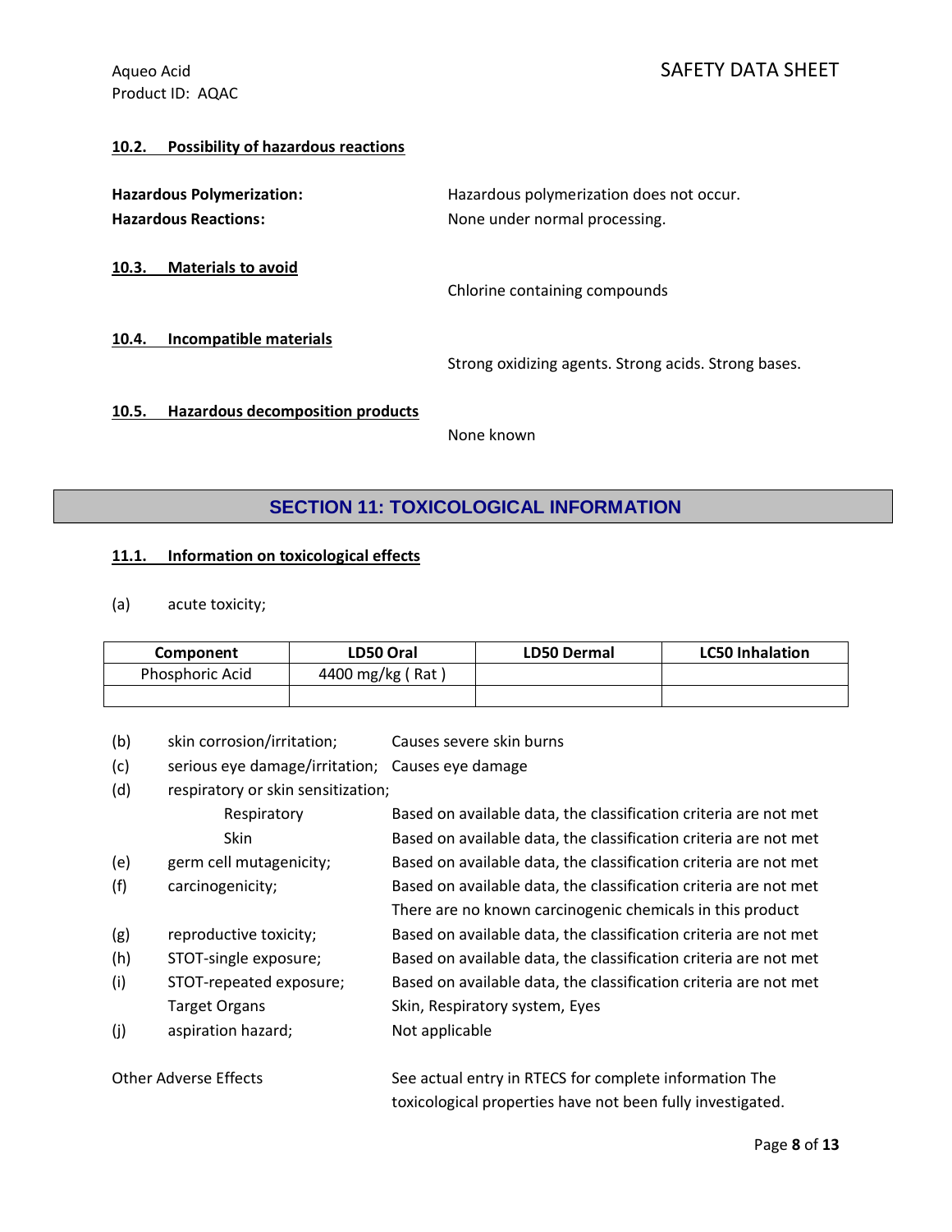#### 10.2. Possibility of hazardous reactions

**Hazardous Polymerization:** Hazardous polymerization does not occur.

**Hazardous Reactions:** None under normal processing.

#### 10.3. Materials to avoid

Chlorine containing compounds

#### 10.4. Incompatible materials

Strong oxidizing agents. Strong acids. Strong bases.

#### 10.5. Hazardous decomposition products

None known

## SECTION 11: TOXICOLOGICAL INFORMATION

#### 11.1. Information on toxicological effects

(a) acute toxicity;

| Component | LD50 Oral | LD50 Dermal | LC50 Inhalation |
|---|---|---|---|
| Phosphoric Acid | 4400 mg/kg ( Rat ) | | |
| | | | |

(b) skin corrosion/irritation; Causes severe skin burns

(c) serious eye damage/irritation; Causes eye damage

(d) respiratory or skin sensitization;

- Respiratory: Based on available data, the classification criteria are not met
- Skin: Based on available data, the classification criteria are not met

(e) germ cell mutagenicity; Based on available data, the classification criteria are not met

(f) carcinogenicity; Based on available data, the classification criteria are not met
There are no known carcinogenic chemicals in this product

(g) reproductive toxicity; Based on available data, the classification criteria are not met

(h) STOT-single exposure; Based on available data, the classification criteria are not met

(i) STOT-repeated exposure; Based on available data, the classification criteria are not met
Target Organs: Skin, Respiratory system, Eyes

(j) aspiration hazard; Not applicable

Other Adverse Effects: See actual entry in RTECS for complete information The toxicological properties have not been fully investigated.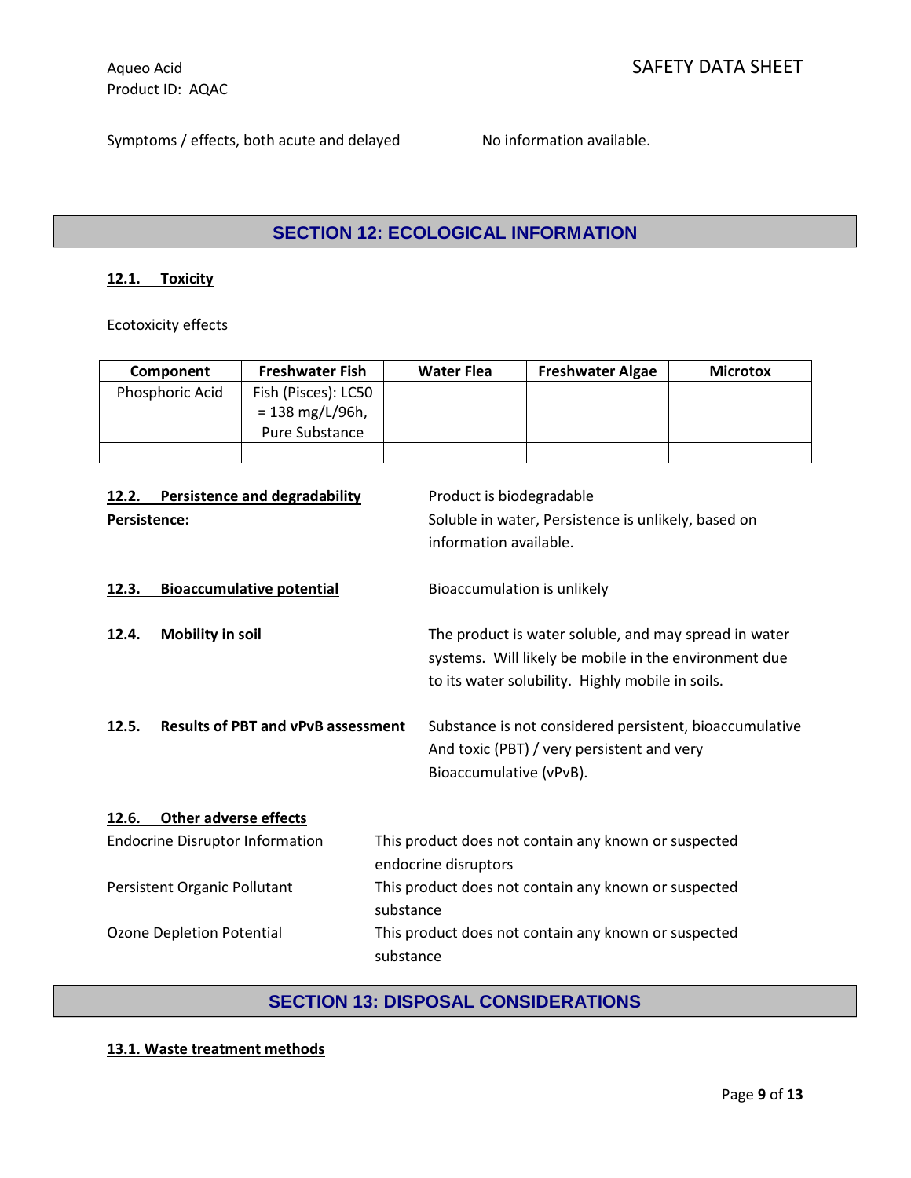Symptoms / effects, both acute and delayed No information available.

## SECTION 12: ECOLOGICAL INFORMATION

### 12.1. Toxicity

Ecotoxicity effects

| Component | Freshwater Fish | Water Flea | Freshwater Algae | Microtox |
|---|---|---|---|---|
| Phosphoric Acid | Fish (Pisces): LC50 = 138 mg/L/96h, Pure Substance | | | |
| | | | | |

**12.2. Persistence and degradability** Product is biodegradable

**Persistence:** Soluble in water, Persistence is unlikely, based on information available.

**12.3. Bioaccumulative potential** Bioaccumulation is unlikely

**12.4. Mobility in soil** The product is water soluble, and may spread in water systems. Will likely be mobile in the environment due to its water solubility. Highly mobile in soils.

**12.5. Results of PBT and vPvB assessment** Substance is not considered persistent, bioaccumulative And toxic (PBT) / very persistent and very Bioaccumulative (vPvB).

**12.6. Other adverse effects**

Endocrine Disruptor Information This product does not contain any known or suspected endocrine disruptors

Persistent Organic Pollutant This product does not contain any known or suspected substance

Ozone Depletion Potential This product does not contain any known or suspected substance

## SECTION 13: DISPOSAL CONSIDERATIONS

**13.1. Waste treatment methods**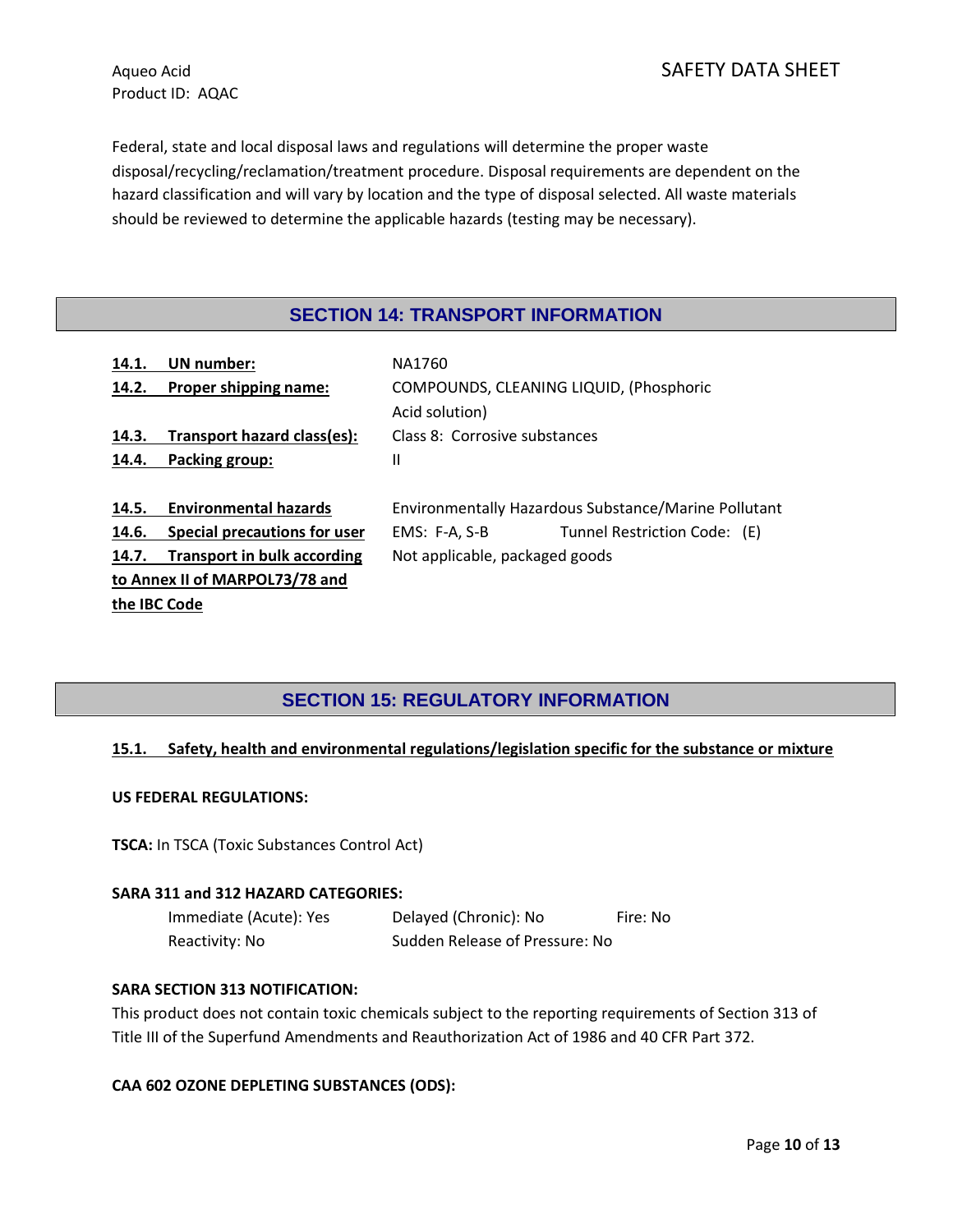Federal, state and local disposal laws and regulations will determine the proper waste disposal/recycling/reclamation/treatment procedure. Disposal requirements are dependent on the hazard classification and will vary by location and the type of disposal selected. All waste materials should be reviewed to determine the applicable hazards (testing may be necessary).

## SECTION 14: TRANSPORT INFORMATION

| | |
|---|---|
| **14.1. UN number:** | NA1760 |
| **14.2. Proper shipping name:** | COMPOUNDS, CLEANING LIQUID, (Phosphoric Acid solution) |
| **14.3. Transport hazard class(es):** | Class 8: Corrosive substances |
| **14.4. Packing group:** | II |
| **14.5. Environmental hazards** | Environmentally Hazardous Substance/Marine Pollutant |
| **14.6. Special precautions for user** | EMS: F-A, S-B    Tunnel Restriction Code: (E) |
| **14.7. Transport in bulk according to Annex II of MARPOL73/78 and the IBC Code** | Not applicable, packaged goods |

## SECTION 15: REGULATORY INFORMATION

**15.1. Safety, health and environmental regulations/legislation specific for the substance or mixture**

**US FEDERAL REGULATIONS:**

**TSCA:** In TSCA (Toxic Substances Control Act)

**SARA 311 and 312 HAZARD CATEGORIES:**

| | | |
|---|---|---|
| Immediate (Acute): Yes | Delayed (Chronic): No | Fire: No |
| Reactivity: No | Sudden Release of Pressure: No | |

**SARA SECTION 313 NOTIFICATION:**

This product does not contain toxic chemicals subject to the reporting requirements of Section 313 of Title III of the Superfund Amendments and Reauthorization Act of 1986 and 40 CFR Part 372.

**CAA 602 OZONE DEPLETING SUBSTANCES (ODS):**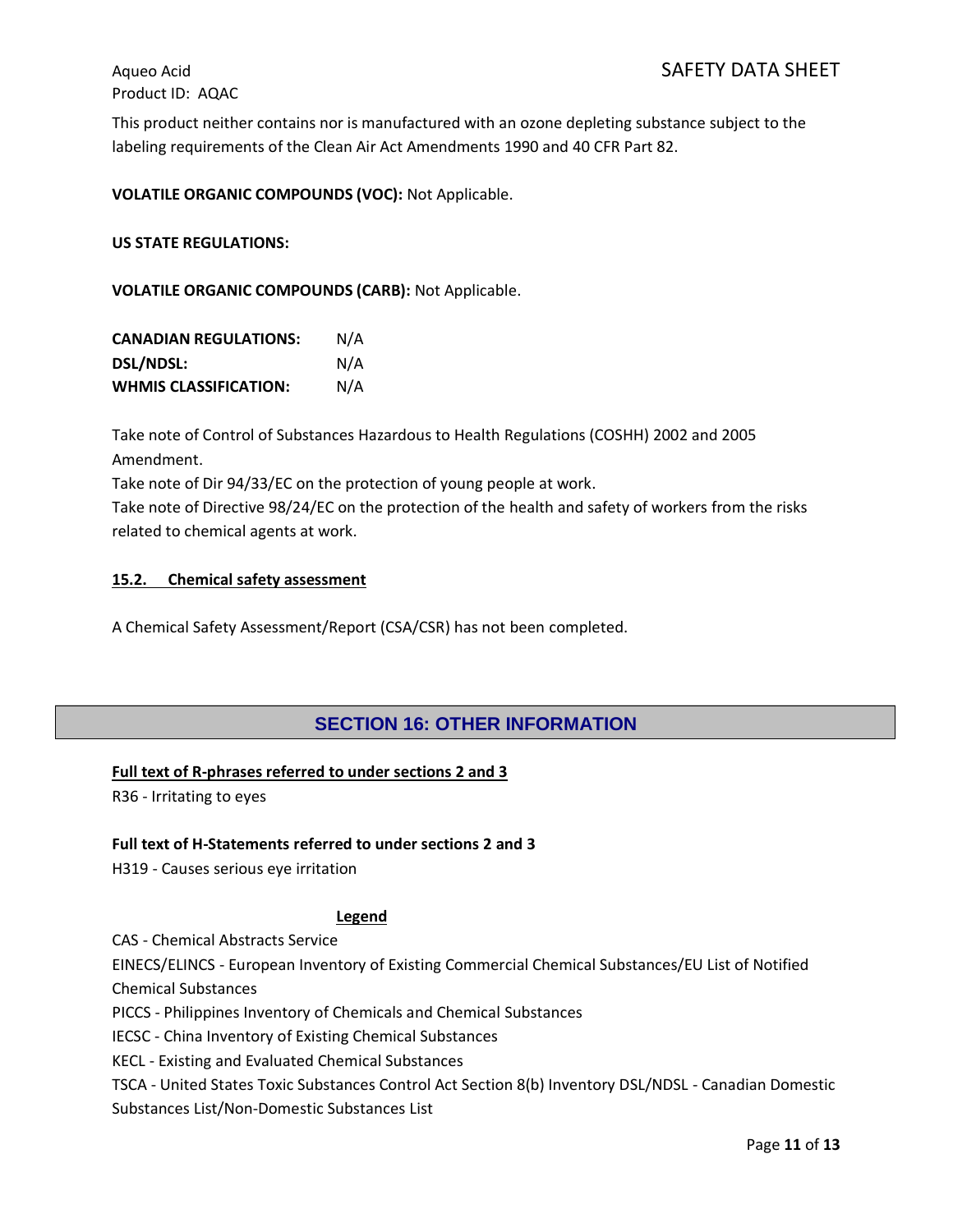This product neither contains nor is manufactured with an ozone depleting substance subject to the labeling requirements of the Clean Air Act Amendments 1990 and 40 CFR Part 82.

**VOLATILE ORGANIC COMPOUNDS (VOC):** Not Applicable.

**US STATE REGULATIONS:**

**VOLATILE ORGANIC COMPOUNDS (CARB):** Not Applicable.

**CANADIAN REGULATIONS:** N/A
**DSL/NDSL:** N/A
**WHMIS CLASSIFICATION:** N/A

Take note of Control of Substances Hazardous to Health Regulations (COSHH) 2002 and 2005 Amendment.
Take note of Dir 94/33/EC on the protection of young people at work.
Take note of Directive 98/24/EC on the protection of the health and safety of workers from the risks related to chemical agents at work.

### 15.2. Chemical safety assessment

A Chemical Safety Assessment/Report (CSA/CSR) has not been completed.

## SECTION 16: OTHER INFORMATION

**Full text of R-phrases referred to under sections 2 and 3**

R36 - Irritating to eyes

**Full text of H-Statements referred to under sections 2 and 3**

H319 - Causes serious eye irritation

**Legend**

CAS - Chemical Abstracts Service
EINECS/ELINCS - European Inventory of Existing Commercial Chemical Substances/EU List of Notified Chemical Substances
PICCS - Philippines Inventory of Chemicals and Chemical Substances
IECSC - China Inventory of Existing Chemical Substances
KECL - Existing and Evaluated Chemical Substances
TSCA - United States Toxic Substances Control Act Section 8(b) Inventory DSL/NDSL - Canadian Domestic Substances List/Non-Domestic Substances List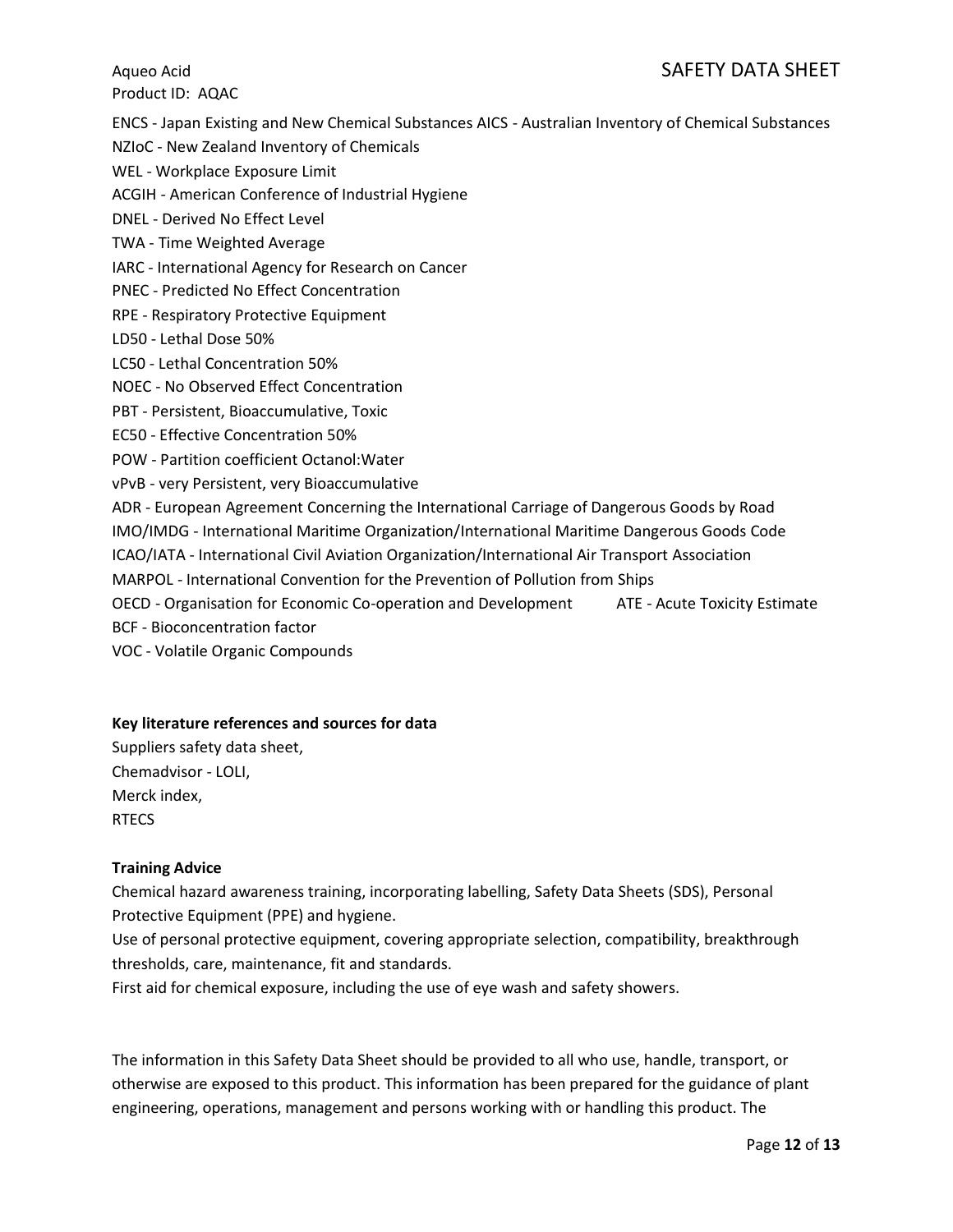ENCS - Japan Existing and New Chemical Substances AICS - Australian Inventory of Chemical Substances
NZIoC - New Zealand Inventory of Chemicals
WEL - Workplace Exposure Limit
ACGIH - American Conference of Industrial Hygiene
DNEL - Derived No Effect Level
TWA - Time Weighted Average
IARC - International Agency for Research on Cancer
PNEC - Predicted No Effect Concentration
RPE - Respiratory Protective Equipment
LD50 - Lethal Dose 50%
LC50 - Lethal Concentration 50%
NOEC - No Observed Effect Concentration
PBT - Persistent, Bioaccumulative, Toxic
EC50 - Effective Concentration 50%
POW - Partition coefficient Octanol:Water
vPvB - very Persistent, very Bioaccumulative
ADR - European Agreement Concerning the International Carriage of Dangerous Goods by Road
IMO/IMDG - International Maritime Organization/International Maritime Dangerous Goods Code
ICAO/IATA - International Civil Aviation Organization/International Air Transport Association
MARPOL - International Convention for the Prevention of Pollution from Ships
OECD - Organisation for Economic Co-operation and Development ATE - Acute Toxicity Estimate
BCF - Bioconcentration factor
VOC - Volatile Organic Compounds

**Key literature references and sources for data**

Suppliers safety data sheet,
Chemadvisor - LOLI,
Merck index,
RTECS

**Training Advice**

Chemical hazard awareness training, incorporating labelling, Safety Data Sheets (SDS), Personal Protective Equipment (PPE) and hygiene.
Use of personal protective equipment, covering appropriate selection, compatibility, breakthrough thresholds, care, maintenance, fit and standards.
First aid for chemical exposure, including the use of eye wash and safety showers.

The information in this Safety Data Sheet should be provided to all who use, handle, transport, or otherwise are exposed to this product. This information has been prepared for the guidance of plant engineering, operations, management and persons working with or handling this product. The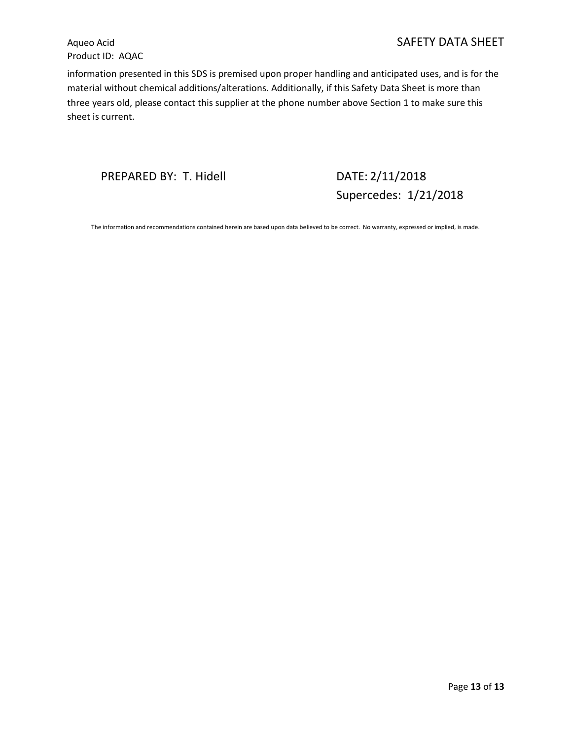information presented in this SDS is premised upon proper handling and anticipated uses, and is for the material without chemical additions/alterations. Additionally, if this Safety Data Sheet is more than three years old, please contact this supplier at the phone number above Section 1 to make sure this sheet is current.

PREPARED BY: T. Hidell

DATE: 2/11/2018
Supercedes: 1/21/2018

The information and recommendations contained herein are based upon data believed to be correct. No warranty, expressed or implied, is made.